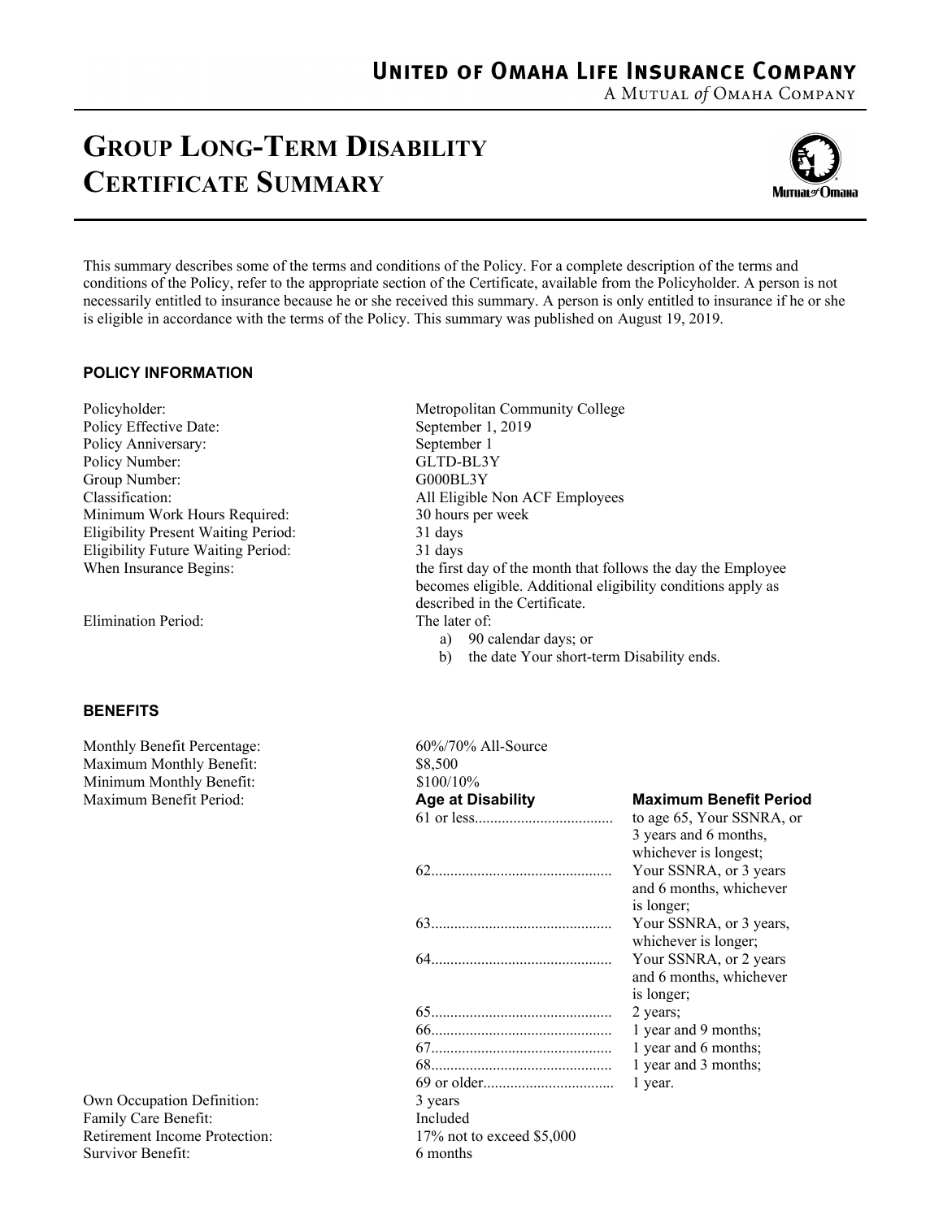**United of Omaha Life Insurance Company**
A Mutual *of* Omaha Company

# Group Long-Term Disability Certificate Summary

This summary describes some of the terms and conditions of the Policy. For a complete description of the terms and conditions of the Policy, refer to the appropriate section of the Certificate, available from the Policyholder. A person is not necessarily entitled to insurance because he or she received this summary. A person is only entitled to insurance if he or she is eligible in accordance with the terms of the Policy. This summary was published on August 19, 2019.

## POLICY INFORMATION

| | |
|---|---|
| Policyholder: | Metropolitan Community College |
| Policy Effective Date: | September 1, 2019 |
| Policy Anniversary: | September 1 |
| Policy Number: | GLTD-BL3Y |
| Group Number: | G000BL3Y |
| Classification: | All Eligible Non ACF Employees |
| Minimum Work Hours Required: | 30 hours per week |
| Eligibility Present Waiting Period: | 31 days |
| Eligibility Future Waiting Period: | 31 days |
| When Insurance Begins: | the first day of the month that follows the day the Employee becomes eligible. Additional eligibility conditions apply as described in the Certificate. |
| Elimination Period: | The later of:<br>a) 90 calendar days; or<br>b) the date Your short-term Disability ends. |

## BENEFITS

| | |
|---|---|
| Monthly Benefit Percentage: | 60%/70% All-Source |
| Maximum Monthly Benefit: | $8,500 |
| Minimum Monthly Benefit: | $100/10% |

Maximum Benefit Period:

| Age at Disability | Maximum Benefit Period |
|---|---|
| 61 or less | to age 65, Your SSNRA, or 3 years and 6 months, whichever is longest; |
| 62 | Your SSNRA, or 3 years and 6 months, whichever is longer; |
| 63 | Your SSNRA, or 3 years, whichever is longer; |
| 64 | Your SSNRA, or 2 years and 6 months, whichever is longer; |
| 65 | 2 years; |
| 66 | 1 year and 9 months; |
| 67 | 1 year and 6 months; |
| 68 | 1 year and 3 months; |
| 69 or older | 1 year. |

| | |
|---|---|
| Own Occupation Definition: | 3 years |
| Family Care Benefit: | Included |
| Retirement Income Protection: | 17% not to exceed $5,000 |
| Survivor Benefit: | 6 months |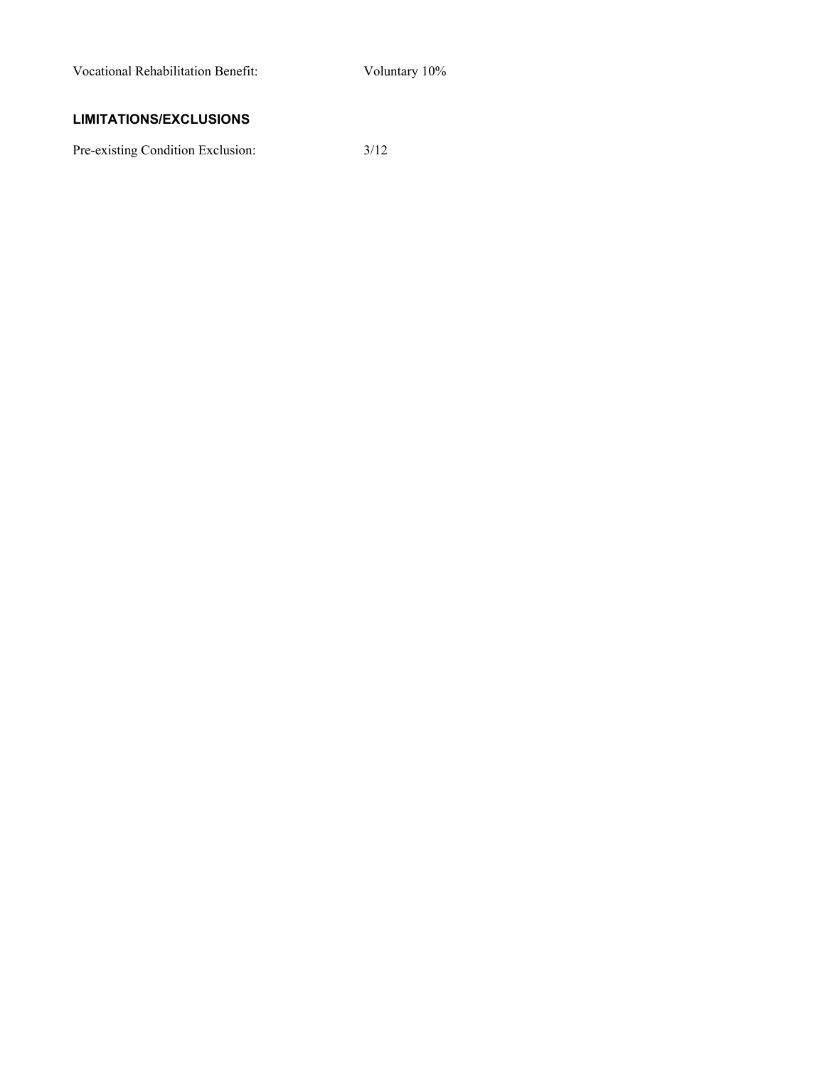Vocational Rehabilitation Benefit: Voluntary 10%

## LIMITATIONS/EXCLUSIONS

Pre-existing Condition Exclusion: 3/12